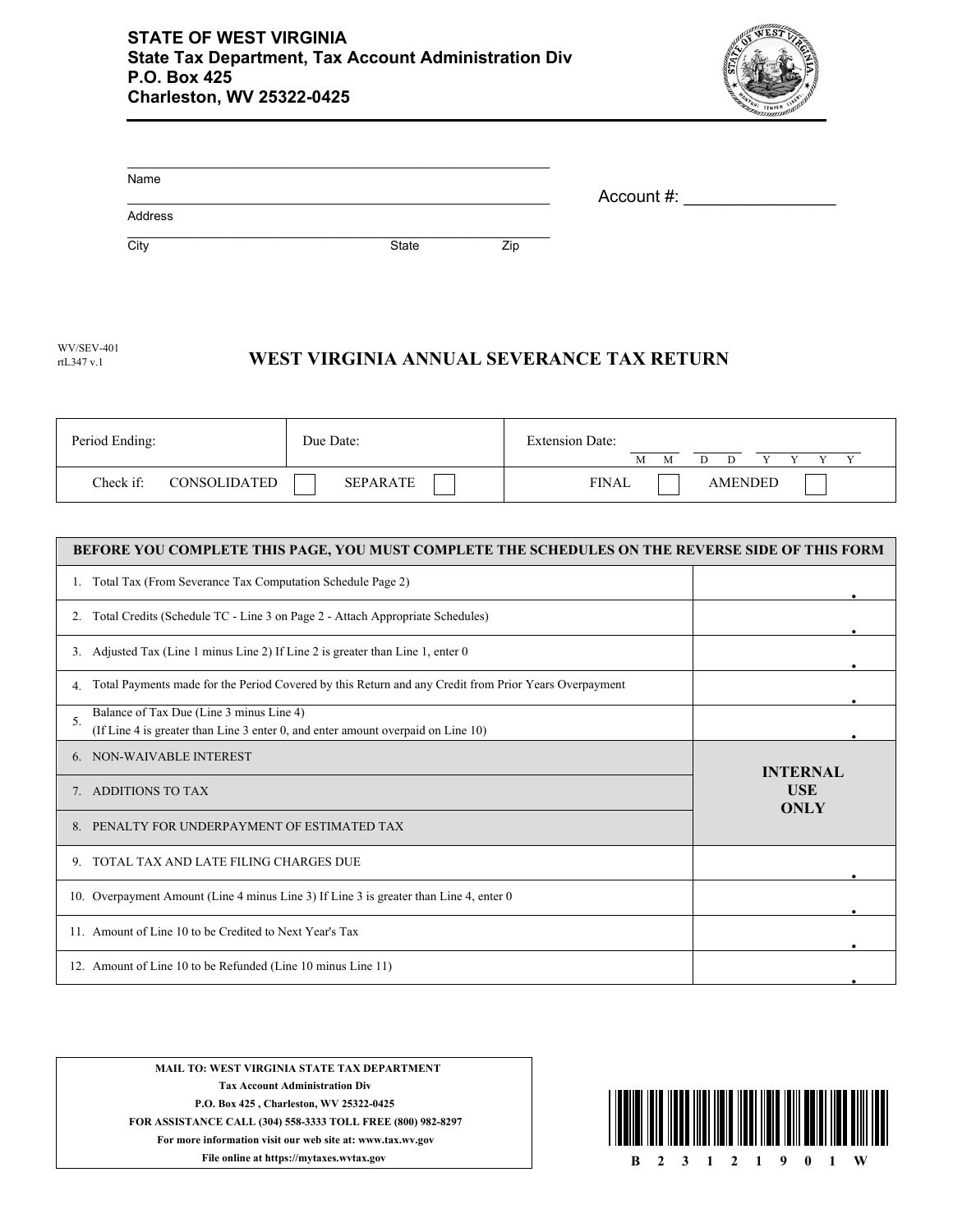**STATE OF WEST VIRGINIA**
**State Tax Department, Tax Account Administration Div**
**P.O. Box 425**
**Charleston, WV 25322-0425**

Name ______________________________

Address ______________________________

City ______________ State ______ Zip ______

Account #: ________________

WV/SEV-401
rtL347 v.1

# WEST VIRGINIA ANNUAL SEVERANCE TAX RETURN

| Period Ending: | Due Date: | Extension Date: MM DD YYYY |
|---|---|---|
| Check if: CONSOLIDATED ☐ SEPARATE ☐ | | FINAL ☐ AMENDED ☐ |

| BEFORE YOU COMPLETE THIS PAGE, YOU MUST COMPLETE THE SCHEDULES ON THE REVERSE SIDE OF THIS FORM | |
|---|---|
| 1. Total Tax (From Severance Tax Computation Schedule Page 2) | . |
| 2. Total Credits (Schedule TC - Line 3 on Page 2 - Attach Appropriate Schedules) | . |
| 3. Adjusted Tax (Line 1 minus Line 2) If Line 2 is greater than Line 1, enter 0 | . |
| 4. Total Payments made for the Period Covered by this Return and any Credit from Prior Years Overpayment | . |
| 5. Balance of Tax Due (Line 3 minus Line 4) (If Line 4 is greater than Line 3 enter 0, and enter amount overpaid on Line 10) | . |
| 6. NON-WAIVABLE INTEREST | INTERNAL USE ONLY |
| 7. ADDITIONS TO TAX | |
| 8. PENALTY FOR UNDERPAYMENT OF ESTIMATED TAX | |
| 9. TOTAL TAX AND LATE FILING CHARGES DUE | . |
| 10. Overpayment Amount (Line 4 minus Line 3) If Line 3 is greater than Line 4, enter 0 | . |
| 11. Amount of Line 10 to be Credited to Next Year's Tax | . |
| 12. Amount of Line 10 to be Refunded (Line 10 minus Line 11) | . |

**MAIL TO: WEST VIRGINIA STATE TAX DEPARTMENT**
**Tax Account Administration Div**
**P.O. Box 425 , Charleston, WV 25322-0425**
**FOR ASSISTANCE CALL (304) 558-3333 TOLL FREE (800) 982-8297**
**For more information visit our web site at: www.tax.wv.gov**
**File online at https://mytaxes.wvtax.gov**

B 2 3 1 2 1 9 0 1 W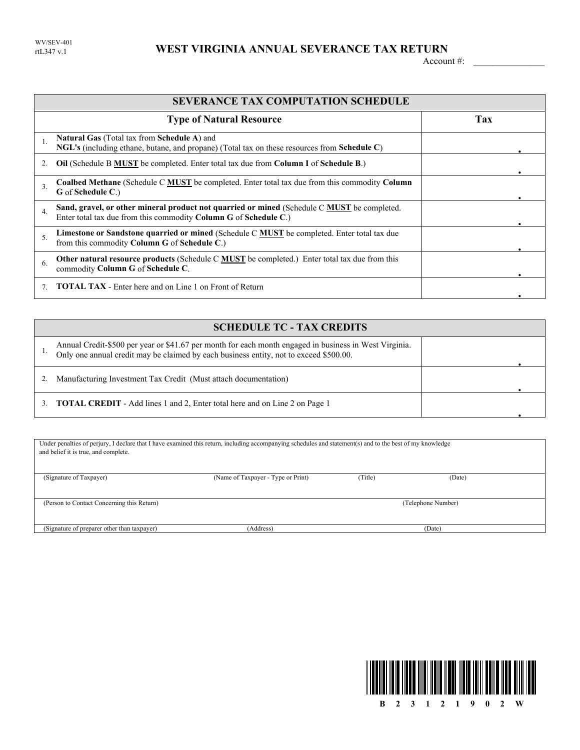WV/SEV-401
rtL347 v.1

# WEST VIRGINIA ANNUAL SEVERANCE TAX RETURN

Account #: _______________

| SEVERANCE TAX COMPUTATION SCHEDULE | | |
|---|---|---|
| | **Type of Natural Resource** | **Tax** |
| 1. | **Natural Gas** (Total tax from **Schedule A**) and **NGL's** (including ethane, butane, and propane) (Total tax on these resources from **Schedule C**) | . |
| 2. | **Oil** (Schedule B **MUST** be completed. Enter total tax due from **Column I** of **Schedule B**.) | . |
| 3. | **Coalbed Methane** (Schedule C **MUST** be completed. Enter total tax due from this commodity **Column G** of **Schedule C**.) | . |
| 4. | **Sand, gravel, or other mineral product not quarried or mined** (Schedule C **MUST** be completed. Enter total tax due from this commodity **Column G** of **Schedule C**.) | . |
| 5. | **Limestone or Sandstone quarried or mined** (Schedule C **MUST** be completed. Enter total tax due from this commodity **Column G** of **Schedule C**.) | . |
| 6. | **Other natural resource products** (Schedule C **MUST** be completed.) Enter total tax due from this commodity **Column G** of **Schedule C**. | . |
| 7. | **TOTAL TAX** - Enter here and on Line 1 on Front of Return | . |

| SCHEDULE TC - TAX CREDITS | | |
|---|---|---|
| 1. | Annual Credit-$500 per year or $41.67 per month for each month engaged in business in West Virginia. Only one annual credit may be claimed by each business entity, not to exceed $500.00. | . |
| 2. | Manufacturing Investment Tax Credit (Must attach documentation) | . |
| 3. | **TOTAL CREDIT** - Add lines 1 and 2, Enter total here and on Line 2 on Page 1 | . |

Under penalties of perjury, I declare that I have examined this return, including accompanying schedules and statement(s) and to the best of my knowledge and belief it is true, and complete.

| (Signature of Taxpayer) | (Name of Taxpayer - Type or Print) | (Title) | (Date) |
|---|---|---|---|
| (Person to Contact Concerning this Return) | | | (Telephone Number) |
| (Signature of preparer other than taxpayer) | (Address) | | (Date) |

B 2 3 1 2 1 9 0 2 W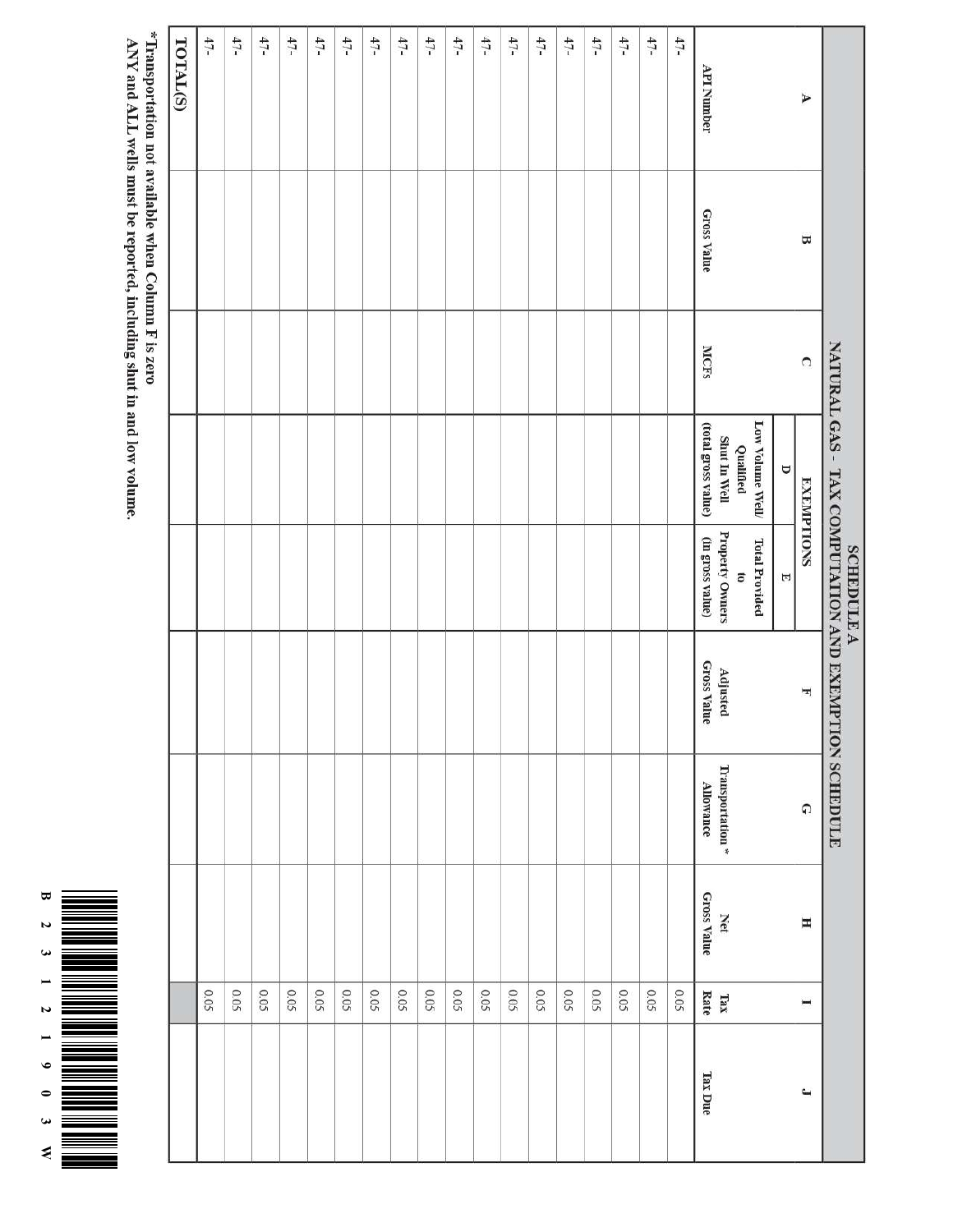# SCHEDULE A

## NATURAL GAS - TAX COMPUTATION AND EXEMPTION SCHEDULE

| A | B | C | EXEMPTIONS | | F | G | H | I | J |
|---|---|---|---|---|---|---|---|---|---|
| | | | D | E | | | | | |
| API Number | Gross Value | MCFs | Low Volume Well/ Qualified Shut In Well (total gross value) | Total Provided to Property Owners (in gross value) | Adjusted Gross Value | Transportation * Allowance | Net Gross Value | Tax Rate | Tax Due |
| 47- | | | | | | | | 0.05 | |
| 47- | | | | | | | | 0.05 | |
| 47- | | | | | | | | 0.05 | |
| 47- | | | | | | | | 0.05 | |
| 47- | | | | | | | | 0.05 | |
| 47- | | | | | | | | 0.05 | |
| 47- | | | | | | | | 0.05 | |
| 47- | | | | | | | | 0.05 | |
| 47- | | | | | | | | 0.05 | |
| 47- | | | | | | | | 0.05 | |
| 47- | | | | | | | | 0.05 | |
| 47- | | | | | | | | 0.05 | |
| 47- | | | | | | | | 0.05 | |
| 47- | | | | | | | | 0.05 | |
| 47- | | | | | | | | 0.05 | |
| 47- | | | | | | | | 0.05 | |
| 47- | | | | | | | | 0.05 | |
| 47- | | | | | | | | 0.05 | |
| 47- | | | | | | | | 0.05 | |
| TOTAL(S) | | | | | | | | | |

**\*Transportation not available when Column F is zero**
**ANY and ALL wells must be reported, including shut in and low volume.**

B 2 3 1 2 1 9 0 3 W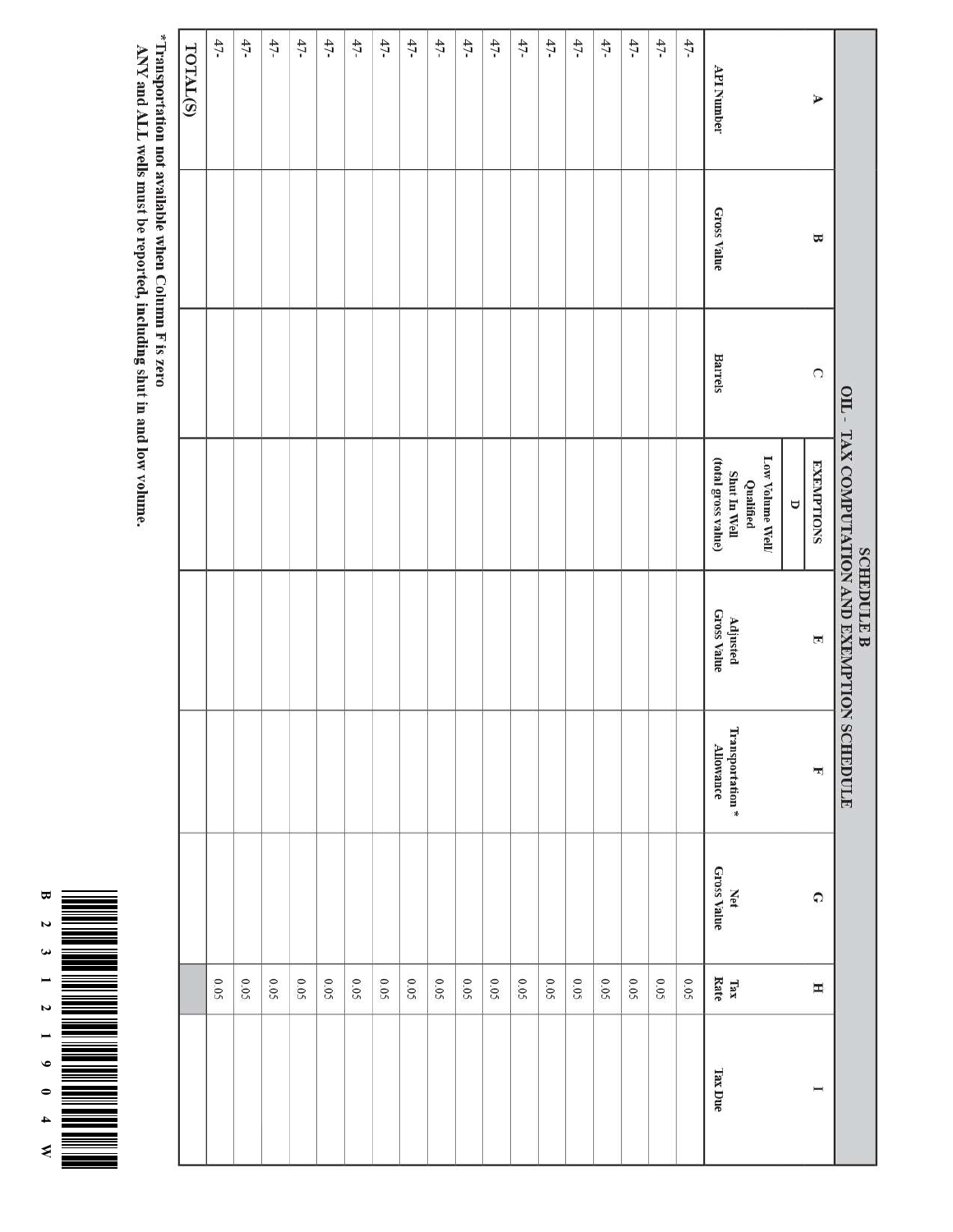# SCHEDULE B

## OIL - TAX COMPUTATION AND EXEMPTION SCHEDULE

| A | B | C | EXEMPTIONS D | E | F | G | H | I |
|---|---|---|---|---|---|---|---|---|
| API Number | Gross Value | Barrels | Low Volume Well/ Qualified Shut In Well (total gross value) | Adjusted Gross Value | Transportation * Allowance | Net Gross Value | Tax Rate | Tax Due |
| 47- | | | | | | | 0.05 | |
| 47- | | | | | | | 0.05 | |
| 47- | | | | | | | 0.05 | |
| 47- | | | | | | | 0.05 | |
| 47- | | | | | | | 0.05 | |
| 47- | | | | | | | 0.05 | |
| 47- | | | | | | | 0.05 | |
| 47- | | | | | | | 0.05 | |
| 47- | | | | | | | 0.05 | |
| 47- | | | | | | | 0.05 | |
| 47- | | | | | | | 0.05 | |
| 47- | | | | | | | 0.05 | |
| 47- | | | | | | | 0.05 | |
| 47- | | | | | | | 0.05 | |
| 47- | | | | | | | 0.05 | |
| 47- | | | | | | | 0.05 | |
| 47- | | | | | | | 0.05 | |
| 47- | | | | | | | 0.05 | |
| TOTAL(S) | | | | | | | | |

*Transportation not available when Column F is zero

ANY and ALL wells must be reported, including shut in and low volume.

B 2 3 1 2 1 9 0 4 W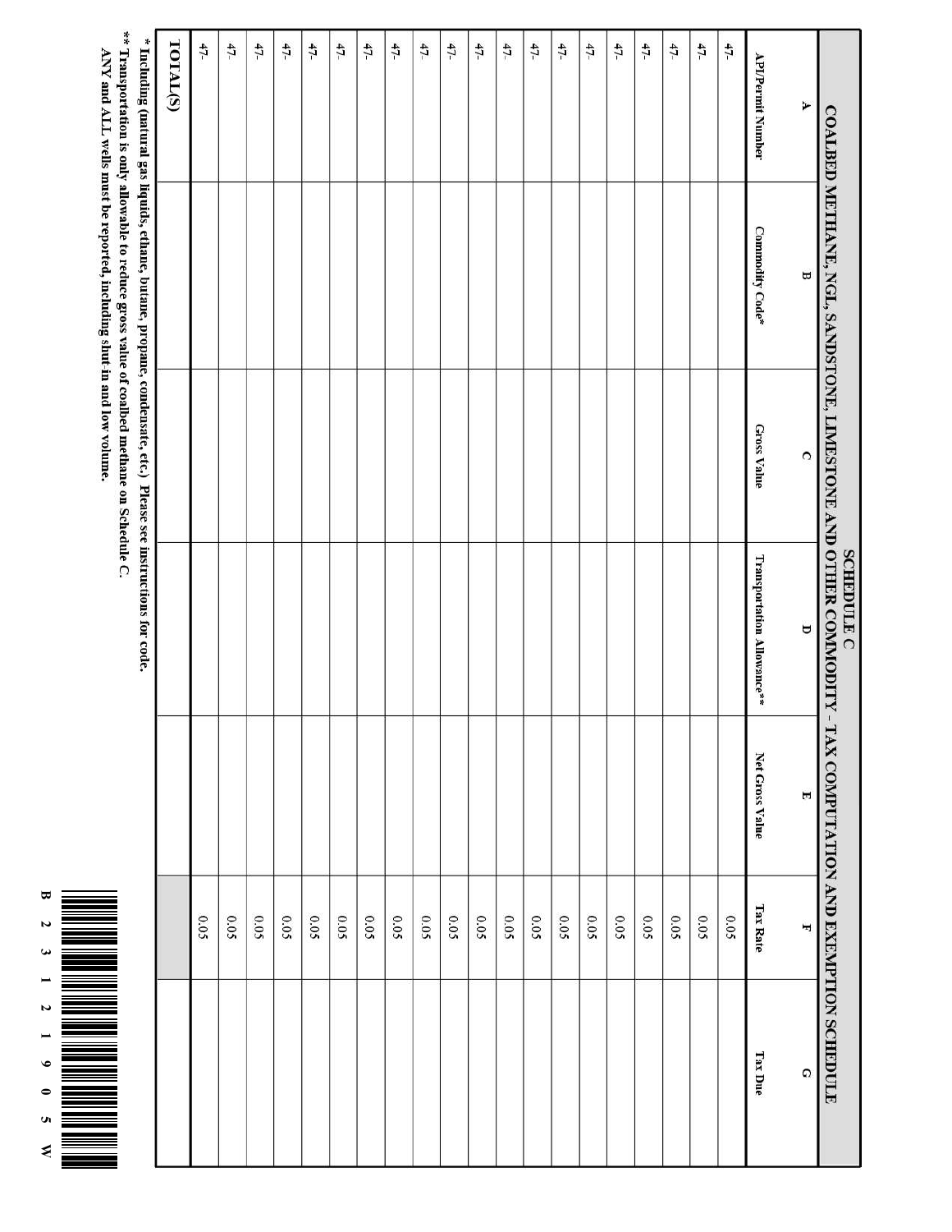# SCHEDULE C

## COALBED METHANE, NGL, SANDSTONE, LIMESTONE AND OTHER COMMODITY - TAX COMPUTATION AND EXEMPTION SCHEDULE

| A | B | C | D | E | F | G |
|---|---|---|---|---|---|---|
| API/Permit Number | Commodity Code* | Gross Value | Transportation Allowance** | Net Gross Value | Tax Rate | Tax Due |
| 47- | | | | | 0.05 | |
| 47- | | | | | 0.05 | |
| 47- | | | | | 0.05 | |
| 47- | | | | | 0.05 | |
| 47- | | | | | 0.05 | |
| 47- | | | | | 0.05 | |
| 47- | | | | | 0.05 | |
| 47- | | | | | 0.05 | |
| 47- | | | | | 0.05 | |
| 47- | | | | | 0.05 | |
| 47- | | | | | 0.05 | |
| 47- | | | | | 0.05 | |
| 47- | | | | | 0.05 | |
| 47- | | | | | 0.05 | |
| 47- | | | | | 0.05 | |
| 47- | | | | | 0.05 | |
| 47- | | | | | 0.05 | |
| 47- | | | | | 0.05 | |
| 47- | | | | | 0.05 | |
| 47- | | | | | 0.05 | |
| TOTAL(S) | | | | | | |

\* Including (natural gas liquids, ethane, butane, propane, condensate, etc.) Please see instructions for code.

\*\* Transportation is only allowable to reduce gross value of coalbed methane on Schedule C.
ANY and ALL wells must be reported, including shut-in and low volume.

B 2 3 1 2 1 9 0 5 W